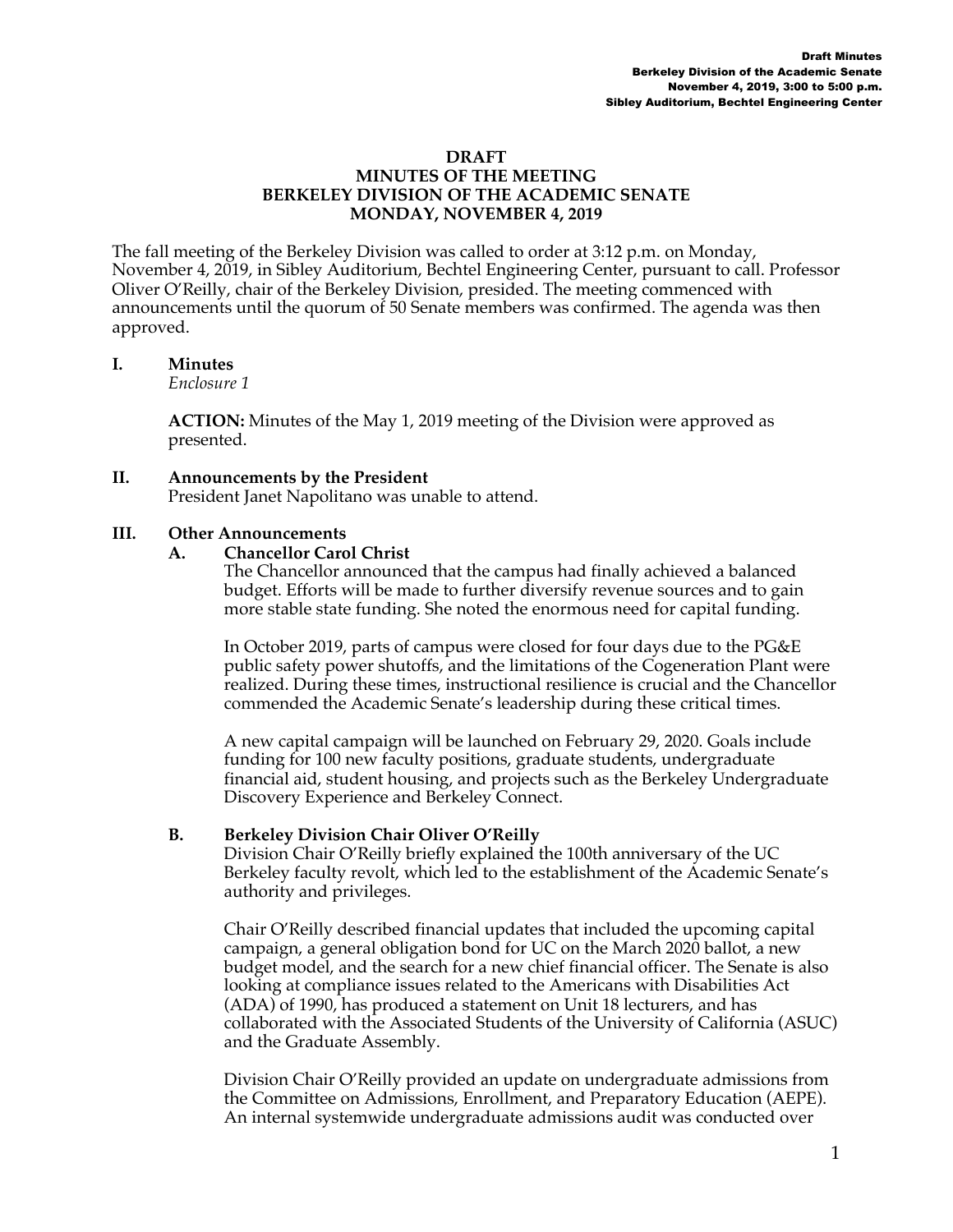# DRAFT
# MINUTES OF THE MEETING
# BERKELEY DIVISION OF THE ACADEMIC SENATE
# MONDAY, NOVEMBER 4, 2019

The fall meeting of the Berkeley Division was called to order at 3:12 p.m. on Monday, November 4, 2019, in Sibley Auditorium, Bechtel Engineering Center, pursuant to call. Professor Oliver O'Reilly, chair of the Berkeley Division, presided. The meeting commenced with announcements until the quorum of 50 Senate members was confirmed. The agenda was then approved.

## I. Minutes

*Enclosure 1*

**ACTION:** Minutes of the May 1, 2019 meeting of the Division were approved as presented.

## II. Announcements by the President

President Janet Napolitano was unable to attend.

## III. Other Announcements

### A. Chancellor Carol Christ

The Chancellor announced that the campus had finally achieved a balanced budget. Efforts will be made to further diversify revenue sources and to gain more stable state funding. She noted the enormous need for capital funding.

In October 2019, parts of campus were closed for four days due to the PG&E public safety power shutoffs, and the limitations of the Cogeneration Plant were realized. During these times, instructional resilience is crucial and the Chancellor commended the Academic Senate's leadership during these critical times.

A new capital campaign will be launched on February 29, 2020. Goals include funding for 100 new faculty positions, graduate students, undergraduate financial aid, student housing, and projects such as the Berkeley Undergraduate Discovery Experience and Berkeley Connect.

### B. Berkeley Division Chair Oliver O'Reilly

Division Chair O'Reilly briefly explained the 100th anniversary of the UC Berkeley faculty revolt, which led to the establishment of the Academic Senate's authority and privileges.

Chair O'Reilly described financial updates that included the upcoming capital campaign, a general obligation bond for UC on the March 2020 ballot, a new budget model, and the search for a new chief financial officer. The Senate is also looking at compliance issues related to the Americans with Disabilities Act (ADA) of 1990, has produced a statement on Unit 18 lecturers, and has collaborated with the Associated Students of the University of California (ASUC) and the Graduate Assembly.

Division Chair O'Reilly provided an update on undergraduate admissions from the Committee on Admissions, Enrollment, and Preparatory Education (AEPE). An internal systemwide undergraduate admissions audit was conducted over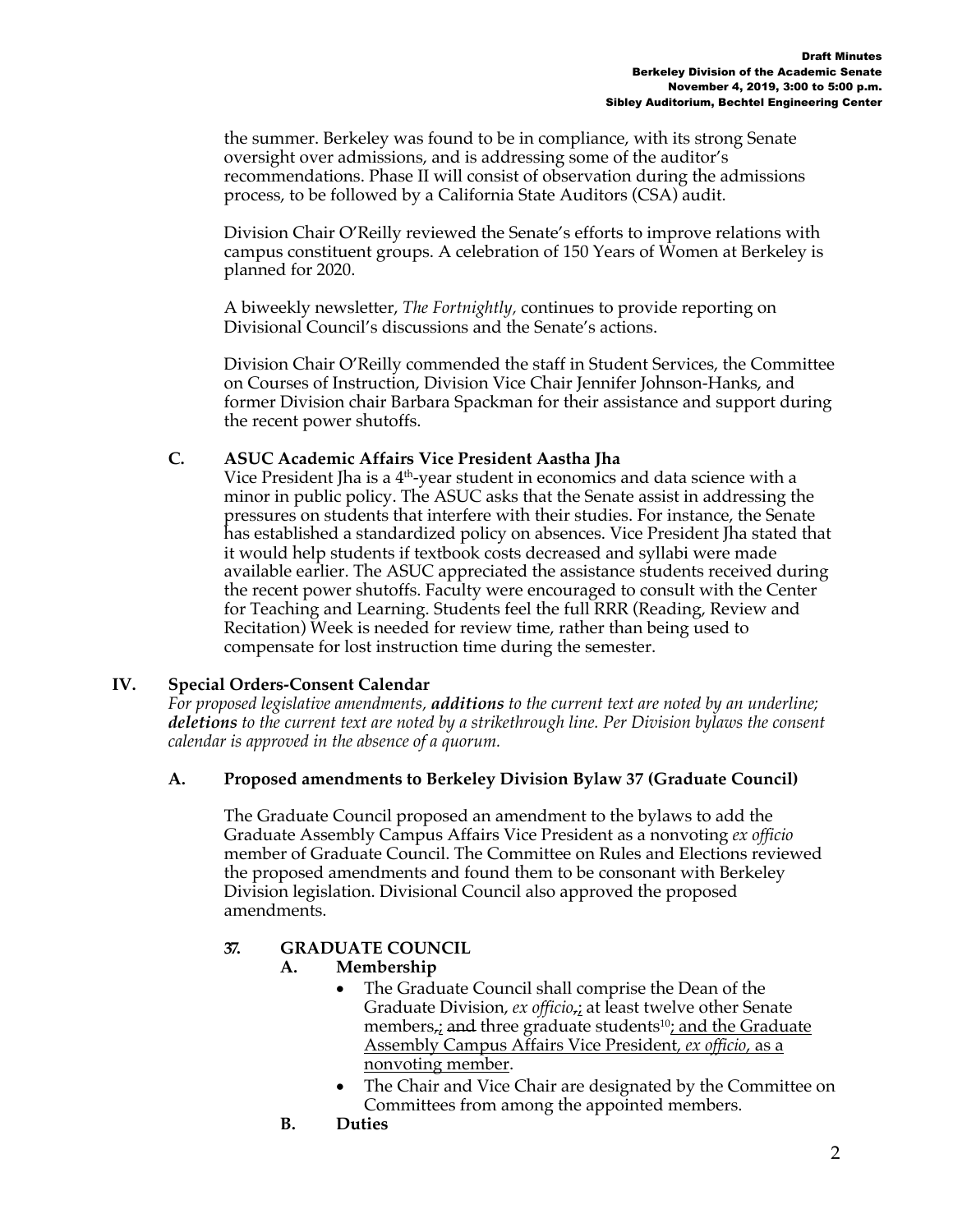the summer. Berkeley was found to be in compliance, with its strong Senate oversight over admissions, and is addressing some of the auditor's recommendations. Phase II will consist of observation during the admissions process, to be followed by a California State Auditors (CSA) audit.

Division Chair O'Reilly reviewed the Senate's efforts to improve relations with campus constituent groups. A celebration of 150 Years of Women at Berkeley is planned for 2020.

A biweekly newsletter, *The Fortnightly,* continues to provide reporting on Divisional Council's discussions and the Senate's actions.

Division Chair O'Reilly commended the staff in Student Services, the Committee on Courses of Instruction, Division Vice Chair Jennifer Johnson-Hanks, and former Division chair Barbara Spackman for their assistance and support during the recent power shutoffs.

### C. ASUC Academic Affairs Vice President Aastha Jha

Vice President Jha is a 4th-year student in economics and data science with a minor in public policy. The ASUC asks that the Senate assist in addressing the pressures on students that interfere with their studies. For instance, the Senate has established a standardized policy on absences. Vice President Jha stated that it would help students if textbook costs decreased and syllabi were made available earlier. The ASUC appreciated the assistance students received during the recent power shutoffs. Faculty were encouraged to consult with the Center for Teaching and Learning. Students feel the full RRR (Reading, Review and Recitation) Week is needed for review time, rather than being used to compensate for lost instruction time during the semester.

## IV. Special Orders-Consent Calendar

*For proposed legislative amendments, **additions** to the current text are noted by an underline; **deletions** to the current text are noted by a strikethrough line. Per Division bylaws the consent calendar is approved in the absence of a quorum.*

### A. Proposed amendments to Berkeley Division Bylaw 37 (Graduate Council)

The Graduate Council proposed an amendment to the bylaws to add the Graduate Assembly Campus Affairs Vice President as a nonvoting *ex officio* member of Graduate Council. The Committee on Rules and Elections reviewed the proposed amendments and found them to be consonant with Berkeley Division legislation. Divisional Council also approved the proposed amendments.

**37. GRADUATE COUNCIL**

**A. Membership**

- The Graduate Council shall comprise the Dean of the Graduate Division, *ex officio*~~,~~<u>;</u> at least twelve other Senate members~~,~~<u>;</u> ~~and~~ three graduate students[10]<u>; and the Graduate Assembly Campus Affairs Vice President, *ex officio*, as a nonvoting member</u>.
- The Chair and Vice Chair are designated by the Committee on Committees from among the appointed members.

**B. Duties**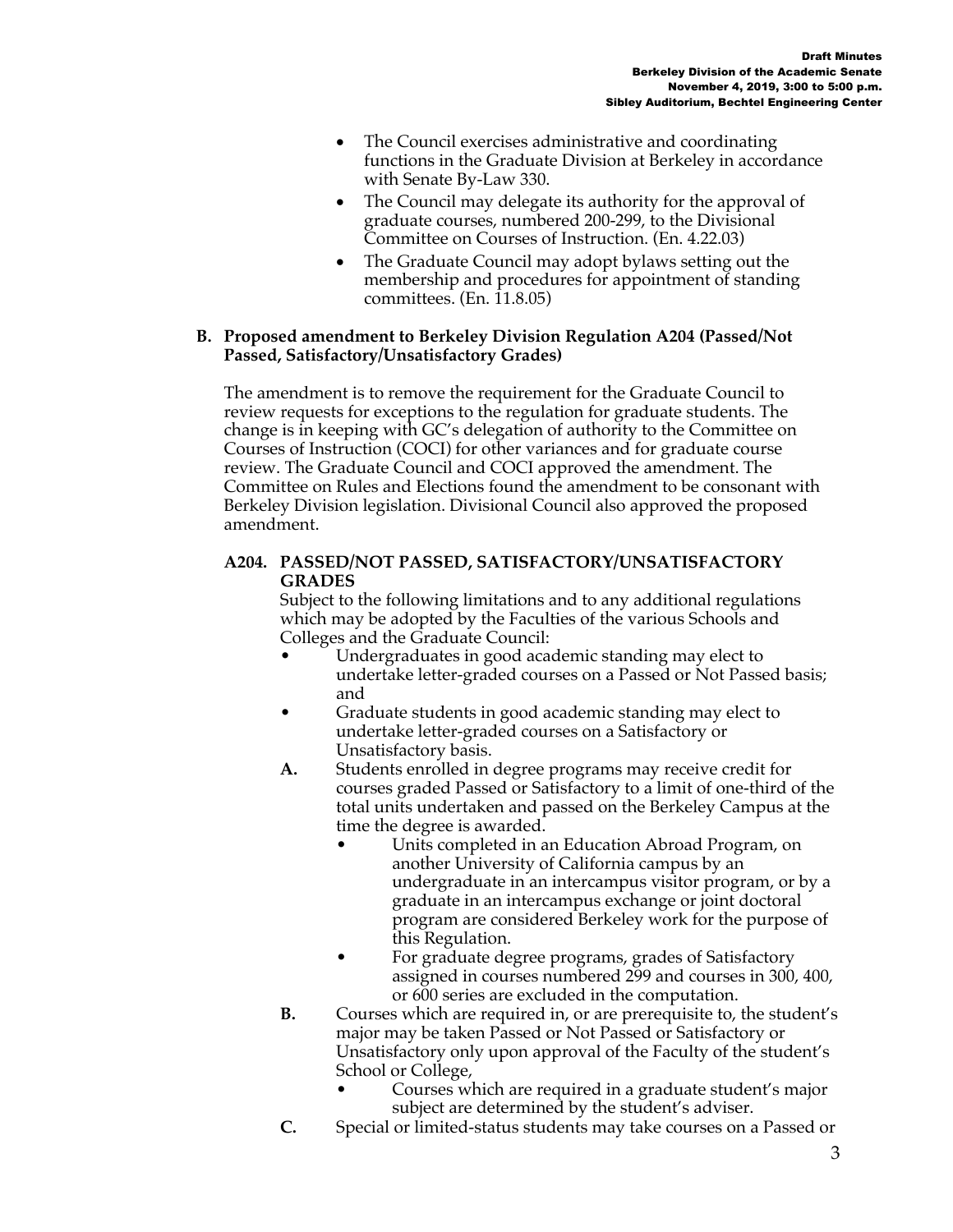- The Council exercises administrative and coordinating functions in the Graduate Division at Berkeley in accordance with Senate By-Law 330.
- The Council may delegate its authority for the approval of graduate courses, numbered 200-299, to the Divisional Committee on Courses of Instruction. (En. 4.22.03)
- The Graduate Council may adopt bylaws setting out the membership and procedures for appointment of standing committees. (En. 11.8.05)

**B. Proposed amendment to Berkeley Division Regulation A204 (Passed/Not Passed, Satisfactory/Unsatisfactory Grades)**

The amendment is to remove the requirement for the Graduate Council to review requests for exceptions to the regulation for graduate students. The change is in keeping with GC's delegation of authority to the Committee on Courses of Instruction (COCI) for other variances and for graduate course review. The Graduate Council and COCI approved the amendment. The Committee on Rules and Elections found the amendment to be consonant with Berkeley Division legislation. Divisional Council also approved the proposed amendment.

**A204. PASSED/NOT PASSED, SATISFACTORY/UNSATISFACTORY GRADES**

Subject to the following limitations and to any additional regulations which may be adopted by the Faculties of the various Schools and Colleges and the Graduate Council:

- Undergraduates in good academic standing may elect to undertake letter-graded courses on a Passed or Not Passed basis; and
- Graduate students in good academic standing may elect to undertake letter-graded courses on a Satisfactory or Unsatisfactory basis.

**A.** Students enrolled in degree programs may receive credit for courses graded Passed or Satisfactory to a limit of one-third of the total units undertaken and passed on the Berkeley Campus at the time the degree is awarded.

- Units completed in an Education Abroad Program, on another University of California campus by an undergraduate in an intercampus visitor program, or by a graduate in an intercampus exchange or joint doctoral program are considered Berkeley work for the purpose of this Regulation.
- For graduate degree programs, grades of Satisfactory assigned in courses numbered 299 and courses in 300, 400, or 600 series are excluded in the computation.

**B.** Courses which are required in, or are prerequisite to, the student's major may be taken Passed or Not Passed or Satisfactory or Unsatisfactory only upon approval of the Faculty of the student's School or College,

- Courses which are required in a graduate student's major subject are determined by the student's adviser.

**C.** Special or limited-status students may take courses on a Passed or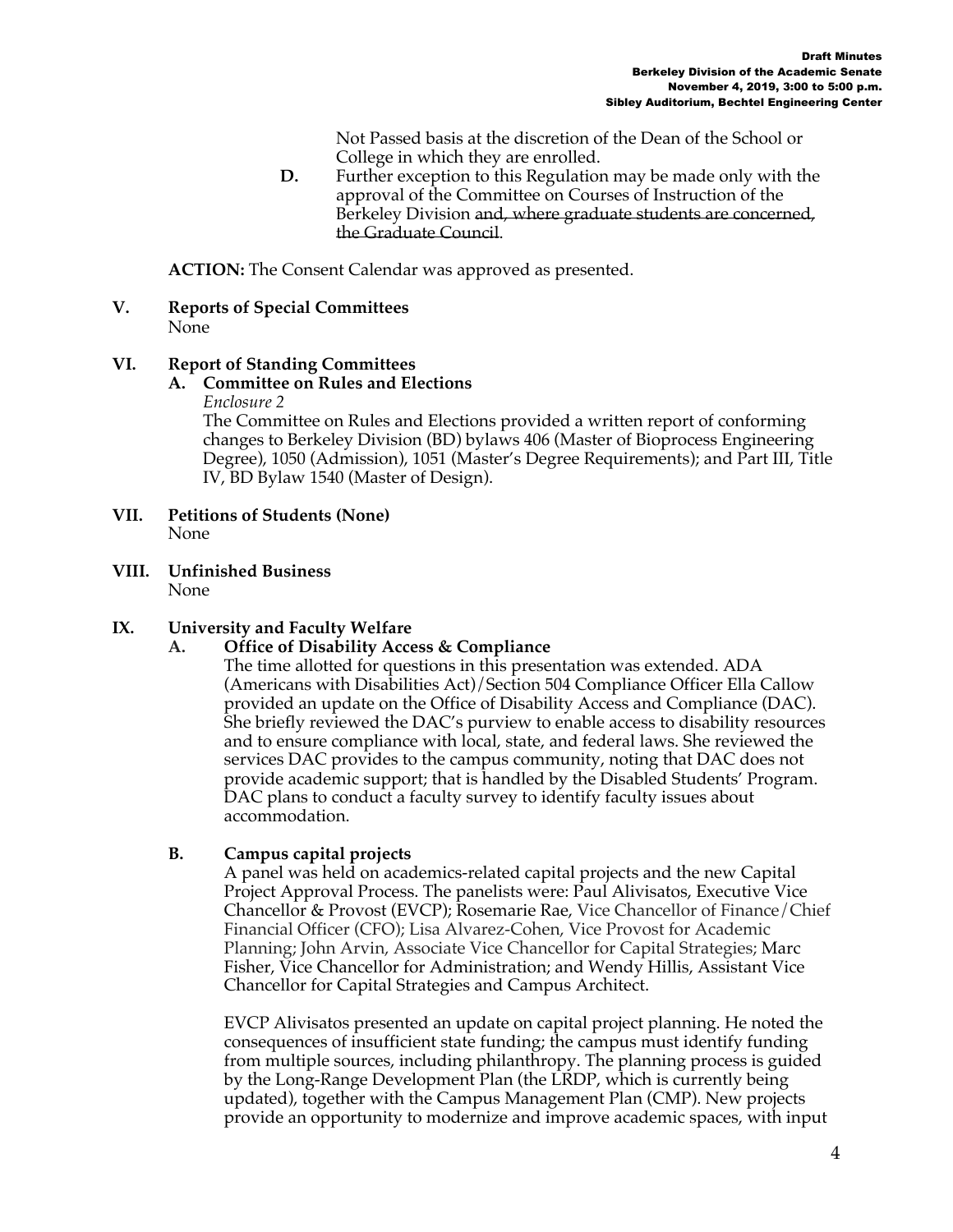Not Passed basis at the discretion of the Dean of the School or College in which they are enrolled.

**D.** Further exception to this Regulation may be made only with the approval of the Committee on Courses of Instruction of the Berkeley Division ~~and, where graduate students are concerned, the Graduate Council~~.

**ACTION:** The Consent Calendar was approved as presented.

## V. Reports of Special Committees

None

## VI. Report of Standing Committees

### A. Committee on Rules and Elections

*Enclosure 2*

The Committee on Rules and Elections provided a written report of conforming changes to Berkeley Division (BD) bylaws 406 (Master of Bioprocess Engineering Degree), 1050 (Admission), 1051 (Master's Degree Requirements); and Part III, Title IV, BD Bylaw 1540 (Master of Design).

## VII. Petitions of Students (None)

None

## VIII. Unfinished Business

None

## IX. University and Faculty Welfare

### A. Office of Disability Access & Compliance

The time allotted for questions in this presentation was extended. ADA (Americans with Disabilities Act)/Section 504 Compliance Officer Ella Callow provided an update on the Office of Disability Access and Compliance (DAC). She briefly reviewed the DAC's purview to enable access to disability resources and to ensure compliance with local, state, and federal laws. She reviewed the services DAC provides to the campus community, noting that DAC does not provide academic support; that is handled by the Disabled Students' Program. DAC plans to conduct a faculty survey to identify faculty issues about accommodation.

### B. Campus capital projects

A panel was held on academics-related capital projects and the new Capital Project Approval Process. The panelists were: Paul Alivisatos, Executive Vice Chancellor & Provost (EVCP); Rosemarie Rae, Vice Chancellor of Finance/Chief Financial Officer (CFO); Lisa Alvarez-Cohen, Vice Provost for Academic Planning; John Arvin, Associate Vice Chancellor for Capital Strategies; Marc Fisher, Vice Chancellor for Administration; and Wendy Hillis, Assistant Vice Chancellor for Capital Strategies and Campus Architect.

EVCP Alivisatos presented an update on capital project planning. He noted the consequences of insufficient state funding; the campus must identify funding from multiple sources, including philanthropy. The planning process is guided by the Long-Range Development Plan (the LRDP, which is currently being updated), together with the Campus Management Plan (CMP). New projects provide an opportunity to modernize and improve academic spaces, with input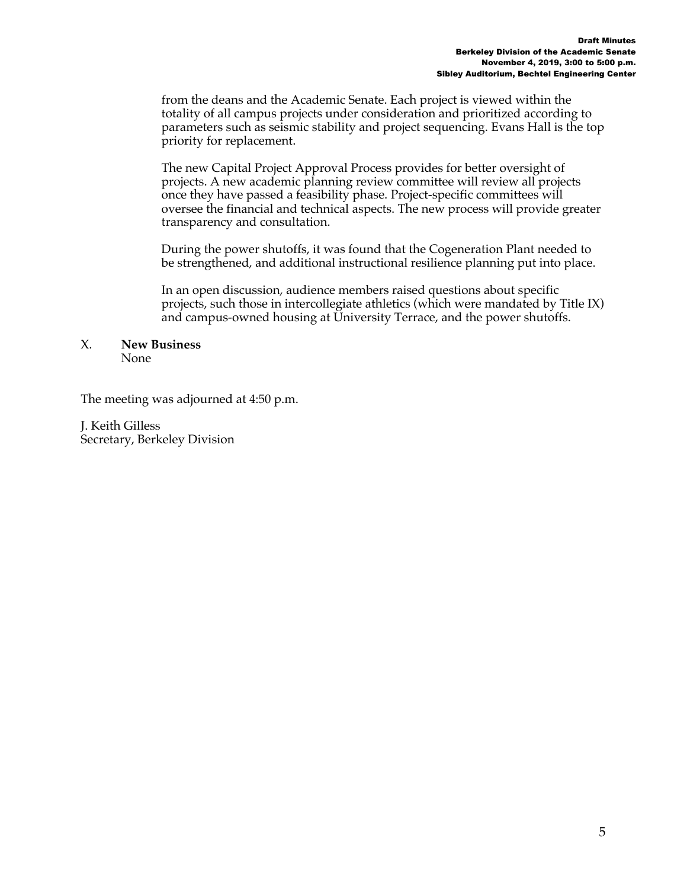from the deans and the Academic Senate. Each project is viewed within the totality of all campus projects under consideration and prioritized according to parameters such as seismic stability and project sequencing. Evans Hall is the top priority for replacement.

The new Capital Project Approval Process provides for better oversight of projects. A new academic planning review committee will review all projects once they have passed a feasibility phase. Project-specific committees will oversee the financial and technical aspects. The new process will provide greater transparency and consultation.

During the power shutoffs, it was found that the Cogeneration Plant needed to be strengthened, and additional instructional resilience planning put into place.

In an open discussion, audience members raised questions about specific projects, such those in intercollegiate athletics (which were mandated by Title IX) and campus-owned housing at University Terrace, and the power shutoffs.

X. **New Business**
None

The meeting was adjourned at 4:50 p.m.

J. Keith Gilless
Secretary, Berkeley Division